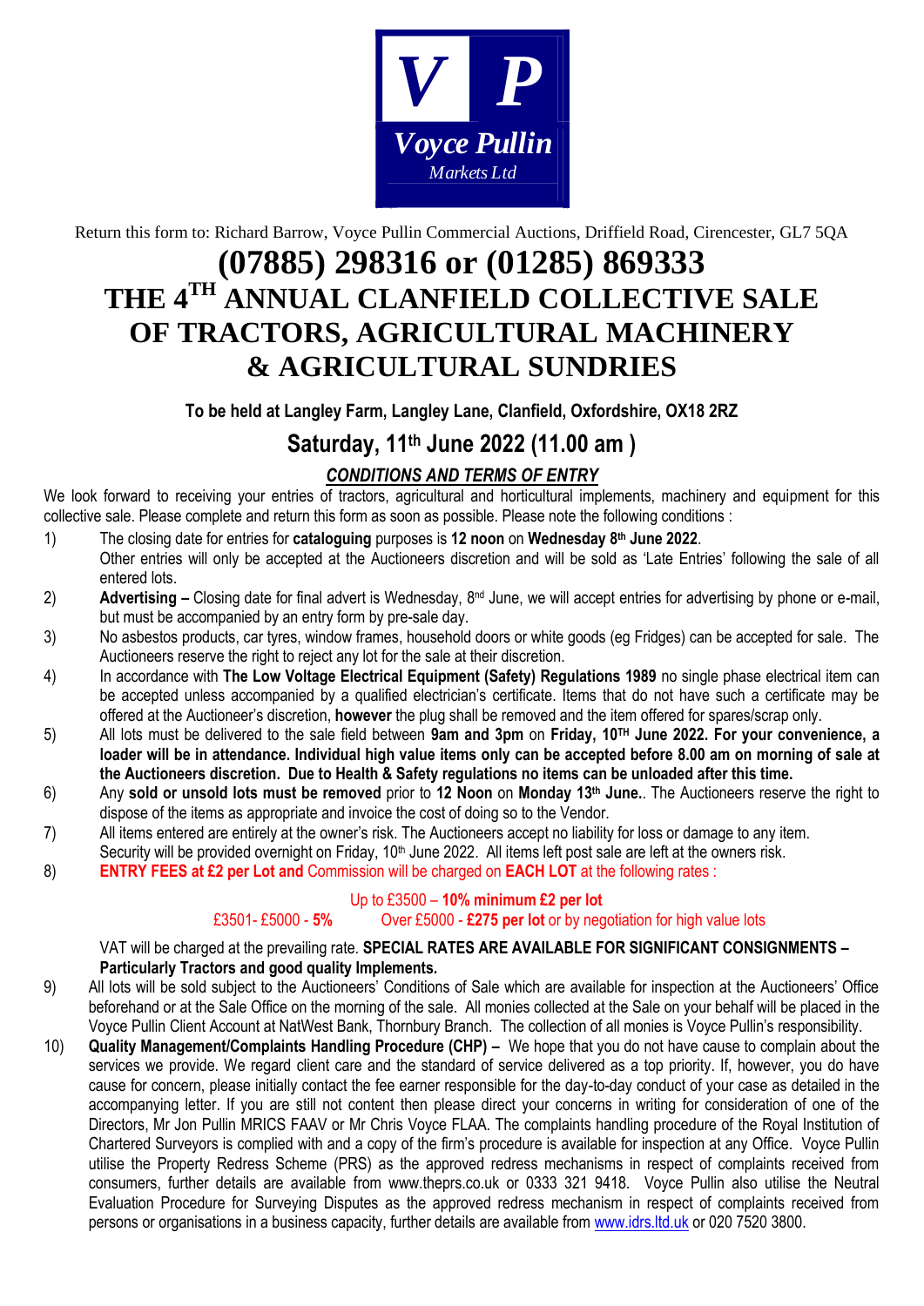Return this form to: Richard Barrow, Voyce Pullin Commercial Auctions, Driffield Road, Cirencester, GL7 5QA

# (07885) 298316 or (01285) 869333

# THE 4TH ANNUAL CLANFIELD COLLECTIVE SALE OF TRACTORS, AGRICULTURAL MACHINERY & AGRICULTURAL SUNDRIES

**To be held at Langley Farm, Langley Lane, Clanfield, Oxfordshire, OX18 2RZ**

## Saturday, 11th June 2022 (11.00 am )

### *CONDITIONS AND TERMS OF ENTRY*

We look forward to receiving your entries of tractors, agricultural and horticultural implements, machinery and equipment for this collective sale. Please complete and return this form as soon as possible. Please note the following conditions :

1) The closing date for entries for **cataloguing** purposes is **12 noon** on **Wednesday 8th June 2022**. Other entries will only be accepted at the Auctioneers discretion and will be sold as 'Late Entries' following the sale of all entered lots.
2) **Advertising –** Closing date for final advert is Wednesday, 8nd June, we will accept entries for advertising by phone or e-mail, but must be accompanied by an entry form by pre-sale day.
3) No asbestos products, car tyres, window frames, household doors or white goods (eg Fridges) can be accepted for sale. The Auctioneers reserve the right to reject any lot for the sale at their discretion.
4) In accordance with **The Low Voltage Electrical Equipment (Safety) Regulations 1989** no single phase electrical item can be accepted unless accompanied by a qualified electrician's certificate. Items that do not have such a certificate may be offered at the Auctioneer's discretion, **however** the plug shall be removed and the item offered for spares/scrap only.
5) All lots must be delivered to the sale field between **9am and 3pm** on **Friday, 10TH June 2022. For your convenience, a loader will be in attendance. Individual high value items only can be accepted before 8.00 am on morning of sale at the Auctioneers discretion. Due to Health & Safety regulations no items can be unloaded after this time.**
6) Any **sold or unsold lots must be removed** prior to **12 Noon** on **Monday 13th June.**. The Auctioneers reserve the right to dispose of the items as appropriate and invoice the cost of doing so to the Vendor.
7) All items entered are entirely at the owner's risk. The Auctioneers accept no liability for loss or damage to any item. Security will be provided overnight on Friday, 10th June 2022. All items left post sale are left at the owners risk.
8) **ENTRY FEES at £2 per Lot and** Commission will be charged on **EACH LOT** at the following rates :

   Up to £3500 – **10% minimum £2 per lot**

   £3501- £5000 - **5%** Over £5000 - **£275 per lot** or by negotiation for high value lots

   VAT will be charged at the prevailing rate. **SPECIAL RATES ARE AVAILABLE FOR SIGNIFICANT CONSIGNMENTS – Particularly Tractors and good quality Implements.**
9) All lots will be sold subject to the Auctioneers' Conditions of Sale which are available for inspection at the Auctioneers' Office beforehand or at the Sale Office on the morning of the sale. All monies collected at the Sale on your behalf will be placed in the Voyce Pullin Client Account at NatWest Bank, Thornbury Branch. The collection of all monies is Voyce Pullin's responsibility.
10) **Quality Management/Complaints Handling Procedure (CHP) –** We hope that you do not have cause to complain about the services we provide. We regard client care and the standard of service delivered as a top priority. If, however, you do have cause for concern, please initially contact the fee earner responsible for the day-to-day conduct of your case as detailed in the accompanying letter. If you are still not content then please direct your concerns in writing for consideration of one of the Directors, Mr Jon Pullin MRICS FAAV or Mr Chris Voyce FLAA. The complaints handling procedure of the Royal Institution of Chartered Surveyors is complied with and a copy of the firm's procedure is available for inspection at any Office. Voyce Pullin utilise the Property Redress Scheme (PRS) as the approved redress mechanisms in respect of complaints received from consumers, further details are available from www.theprs.co.uk or 0333 321 9418. Voyce Pullin also utilise the Neutral Evaluation Procedure for Surveying Disputes as the approved redress mechanism in respect of complaints received from persons or organisations in a business capacity, further details are available from www.idrs.ltd.uk or 020 7520 3800.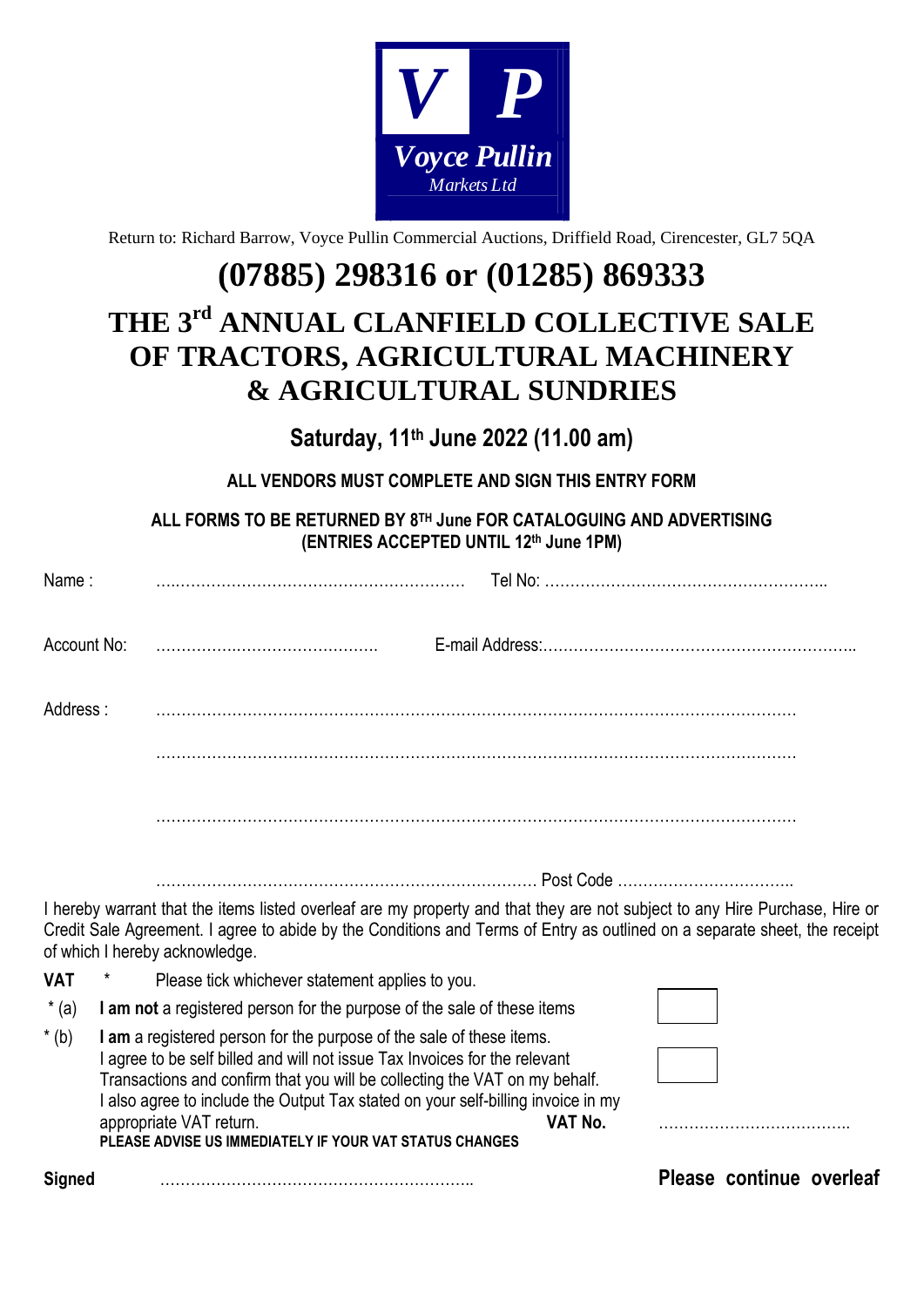**V P**
*Voyce Pullin*
*Markets Ltd*

Return to: Richard Barrow, Voyce Pullin Commercial Auctions, Driffield Road, Cirencester, GL7 5QA

# (07885) 298316 or (01285) 869333

# THE 3rd ANNUAL CLANFIELD COLLECTIVE SALE OF TRACTORS, AGRICULTURAL MACHINERY & AGRICULTURAL SUNDRIES

## Saturday, 11th June 2022 (11.00 am)

**ALL VENDORS MUST COMPLETE AND SIGN THIS ENTRY FORM**

**ALL FORMS TO BE RETURNED BY 8TH June FOR CATALOGUING AND ADVERTISING (ENTRIES ACCEPTED UNTIL 12th June 1PM)**

Name : ………………………………………………… Tel No: ………………………………………………..

Account No: ……………………………………… E-mail Address:……………………………………………………..

Address : ……………………………………………………………………………………………………………

……………………………………………………………………………………………………………

……………………………………………………………………………………………………………

……………………………………………………………… Post Code ……………………………..

I hereby warrant that the items listed overleaf are my property and that they are not subject to any Hire Purchase, Hire or Credit Sale Agreement. I agree to abide by the Conditions and Terms of Entry as outlined on a separate sheet, the receipt of which I hereby acknowledge.

**VAT** * Please tick whichever statement applies to you.

* (a) **I am not** a registered person for the purpose of the sale of these items ☐

* (b) **I am** a registered person for the purpose of the sale of these items. ☐
I agree to be self billed and will not issue Tax Invoices for the relevant Transactions and confirm that you will be collecting the VAT on my behalf.
I also agree to include the Output Tax stated on your self-billing invoice in my appropriate VAT return. **VAT No.** ………………………………..
**PLEASE ADVISE US IMMEDIATELY IF YOUR VAT STATUS CHANGES**

**Signed** ……………………………………………………..

**Please continue overleaf**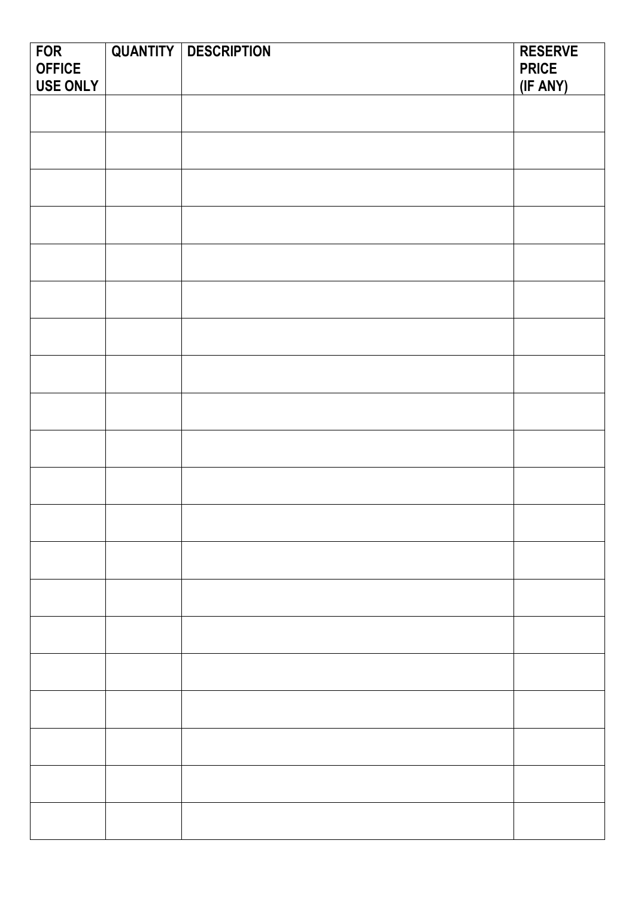| FOR OFFICE USE ONLY | QUANTITY | DESCRIPTION | RESERVE PRICE (IF ANY) |
|---|---|---|---|
| | | | |
| | | | |
| | | | |
| | | | |
| | | | |
| | | | |
| | | | |
| | | | |
| | | | |
| | | | |
| | | | |
| | | | |
| | | | |
| | | | |
| | | | |
| | | | |
| | | | |
| | | | |
| | | | |
| | | | |